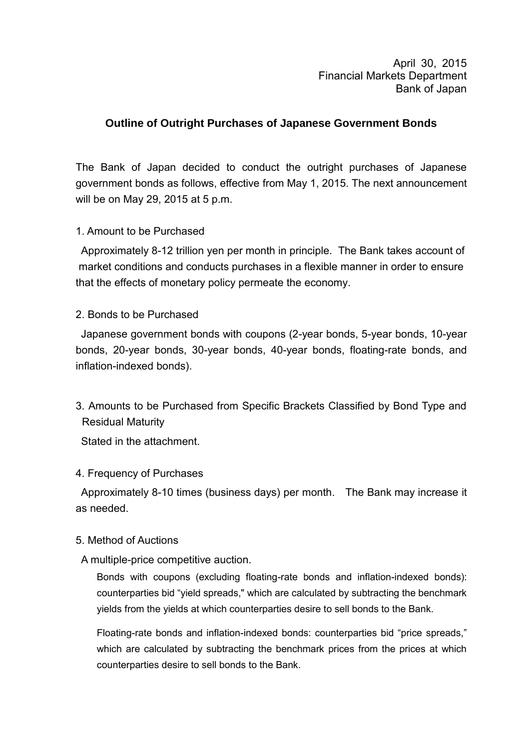April 30, 2015
Financial Markets Department
Bank of Japan

## Outline of Outright Purchases of Japanese Government Bonds

The Bank of Japan decided to conduct the outright purchases of Japanese government bonds as follows, effective from May 1, 2015. The next announcement will be on May 29, 2015 at 5 p.m.

1. Amount to be Purchased

Approximately 8-12 trillion yen per month in principle. The Bank takes account of market conditions and conducts purchases in a flexible manner in order to ensure that the effects of monetary policy permeate the economy.

2. Bonds to be Purchased

Japanese government bonds with coupons (2-year bonds, 5-year bonds, 10-year bonds, 20-year bonds, 30-year bonds, 40-year bonds, floating-rate bonds, and inflation-indexed bonds).

3. Amounts to be Purchased from Specific Brackets Classified by Bond Type and Residual Maturity

Stated in the attachment.

4. Frequency of Purchases

Approximately 8-10 times (business days) per month. The Bank may increase it as needed.

5. Method of Auctions

A multiple-price competitive auction.

Bonds with coupons (excluding floating-rate bonds and inflation-indexed bonds): counterparties bid "yield spreads," which are calculated by subtracting the benchmark yields from the yields at which counterparties desire to sell bonds to the Bank.

Floating-rate bonds and inflation-indexed bonds: counterparties bid "price spreads," which are calculated by subtracting the benchmark prices from the prices at which counterparties desire to sell bonds to the Bank.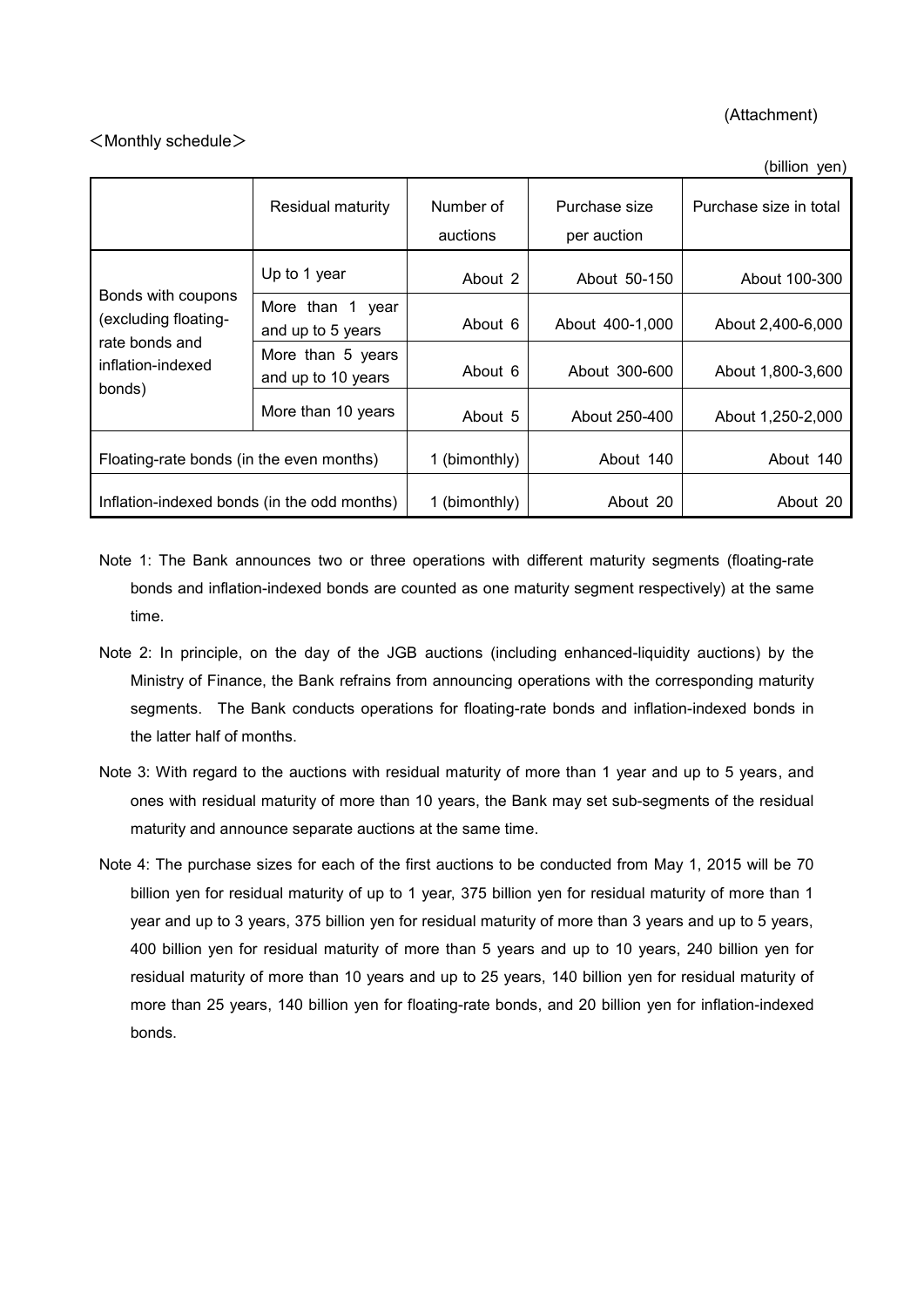(Attachment)

<Monthly schedule>

(billion yen)

| | Residual maturity | Number of auctions | Purchase size per auction | Purchase size in total |
|---|---|---|---|---|
| Bonds with coupons (excluding floating-rate bonds and inflation-indexed bonds) | Up to 1 year | About 2 | About 50-150 | About 100-300 |
| | More than 1 year and up to 5 years | About 6 | About 400-1,000 | About 2,400-6,000 |
| | More than 5 years and up to 10 years | About 6 | About 300-600 | About 1,800-3,600 |
| | More than 10 years | About 5 | About 250-400 | About 1,250-2,000 |
| Floating-rate bonds (in the even months) | | 1 (bimonthly) | About 140 | About 140 |
| Inflation-indexed bonds (in the odd months) | | 1 (bimonthly) | About 20 | About 20 |

Note 1: The Bank announces two or three operations with different maturity segments (floating-rate bonds and inflation-indexed bonds are counted as one maturity segment respectively) at the same time.

Note 2: In principle, on the day of the JGB auctions (including enhanced-liquidity auctions) by the Ministry of Finance, the Bank refrains from announcing operations with the corresponding maturity segments. The Bank conducts operations for floating-rate bonds and inflation-indexed bonds in the latter half of months.

Note 3: With regard to the auctions with residual maturity of more than 1 year and up to 5 years, and ones with residual maturity of more than 10 years, the Bank may set sub-segments of the residual maturity and announce separate auctions at the same time.

Note 4: The purchase sizes for each of the first auctions to be conducted from May 1, 2015 will be 70 billion yen for residual maturity of up to 1 year, 375 billion yen for residual maturity of more than 1 year and up to 3 years, 375 billion yen for residual maturity of more than 3 years and up to 5 years, 400 billion yen for residual maturity of more than 5 years and up to 10 years, 240 billion yen for residual maturity of more than 10 years and up to 25 years, 140 billion yen for residual maturity of more than 25 years, 140 billion yen for floating-rate bonds, and 20 billion yen for inflation-indexed bonds.